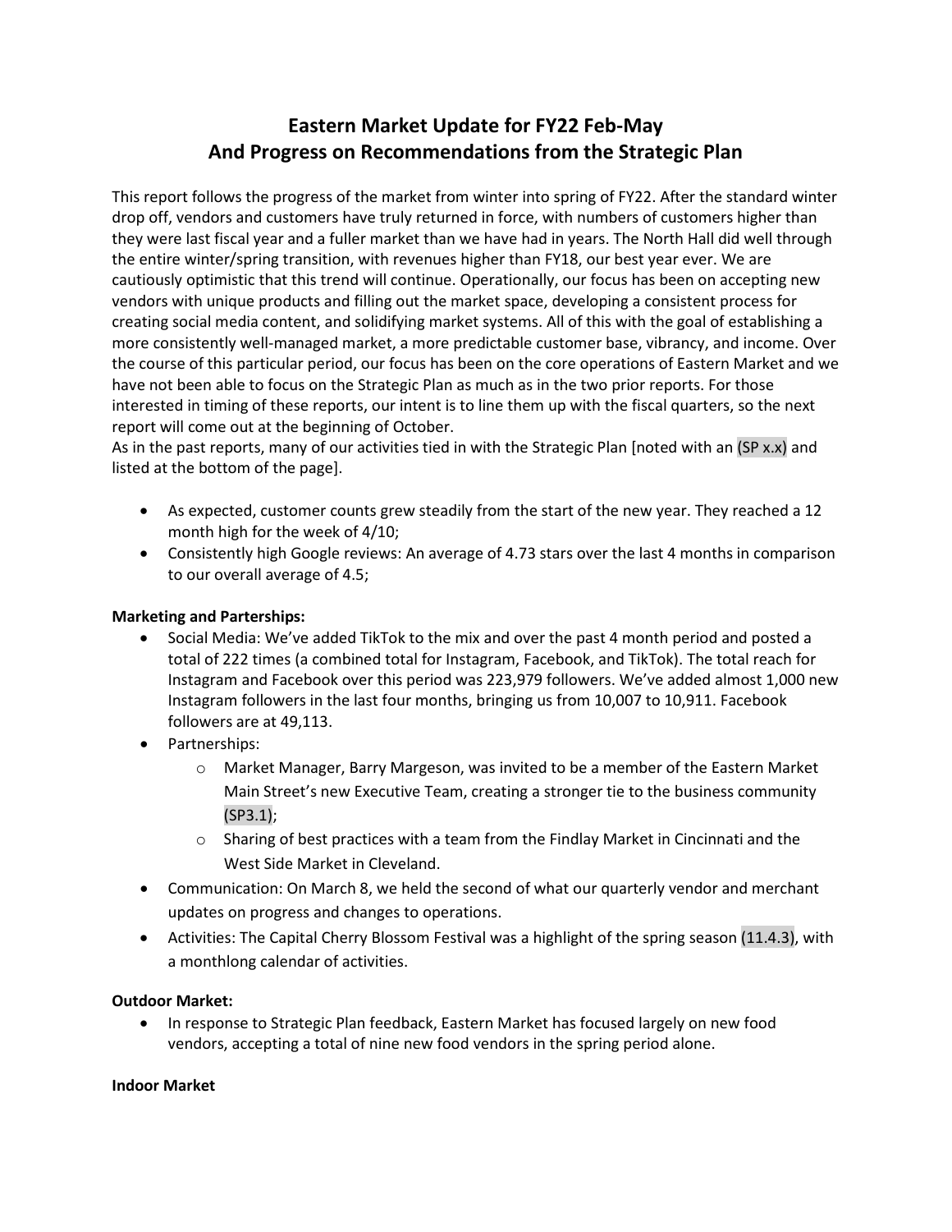# Eastern Market Update for FY22 Feb-May
# And Progress on Recommendations from the Strategic Plan

This report follows the progress of the market from winter into spring of FY22. After the standard winter drop off, vendors and customers have truly returned in force, with numbers of customers higher than they were last fiscal year and a fuller market than we have had in years. The North Hall did well through the entire winter/spring transition, with revenues higher than FY18, our best year ever. We are cautiously optimistic that this trend will continue. Operationally, our focus has been on accepting new vendors with unique products and filling out the market space, developing a consistent process for creating social media content, and solidifying market systems. All of this with the goal of establishing a more consistently well-managed market, a more predictable customer base, vibrancy, and income. Over the course of this particular period, our focus has been on the core operations of Eastern Market and we have not been able to focus on the Strategic Plan as much as in the two prior reports. For those interested in timing of these reports, our intent is to line them up with the fiscal quarters, so the next report will come out at the beginning of October.
As in the past reports, many of our activities tied in with the Strategic Plan [noted with an (SP x.x) and listed at the bottom of the page].

- As expected, customer counts grew steadily from the start of the new year. They reached a 12 month high for the week of 4/10;
- Consistently high Google reviews: An average of 4.73 stars over the last 4 months in comparison to our overall average of 4.5;

**Marketing and Parterships:**

- Social Media: We've added TikTok to the mix and over the past 4 month period and posted a total of 222 times (a combined total for Instagram, Facebook, and TikTok). The total reach for Instagram and Facebook over this period was 223,979 followers. We've added almost 1,000 new Instagram followers in the last four months, bringing us from 10,007 to 10,911. Facebook followers are at 49,113.
- Partnerships:
  - Market Manager, Barry Margeson, was invited to be a member of the Eastern Market Main Street's new Executive Team, creating a stronger tie to the business community (SP3.1);
  - Sharing of best practices with a team from the Findlay Market in Cincinnati and the West Side Market in Cleveland.
- Communication: On March 8, we held the second of what our quarterly vendor and merchant updates on progress and changes to operations.
- Activities: The Capital Cherry Blossom Festival was a highlight of the spring season (11.4.3), with a monthlong calendar of activities.

**Outdoor Market:**

- In response to Strategic Plan feedback, Eastern Market has focused largely on new food vendors, accepting a total of nine new food vendors in the spring period alone.

**Indoor Market**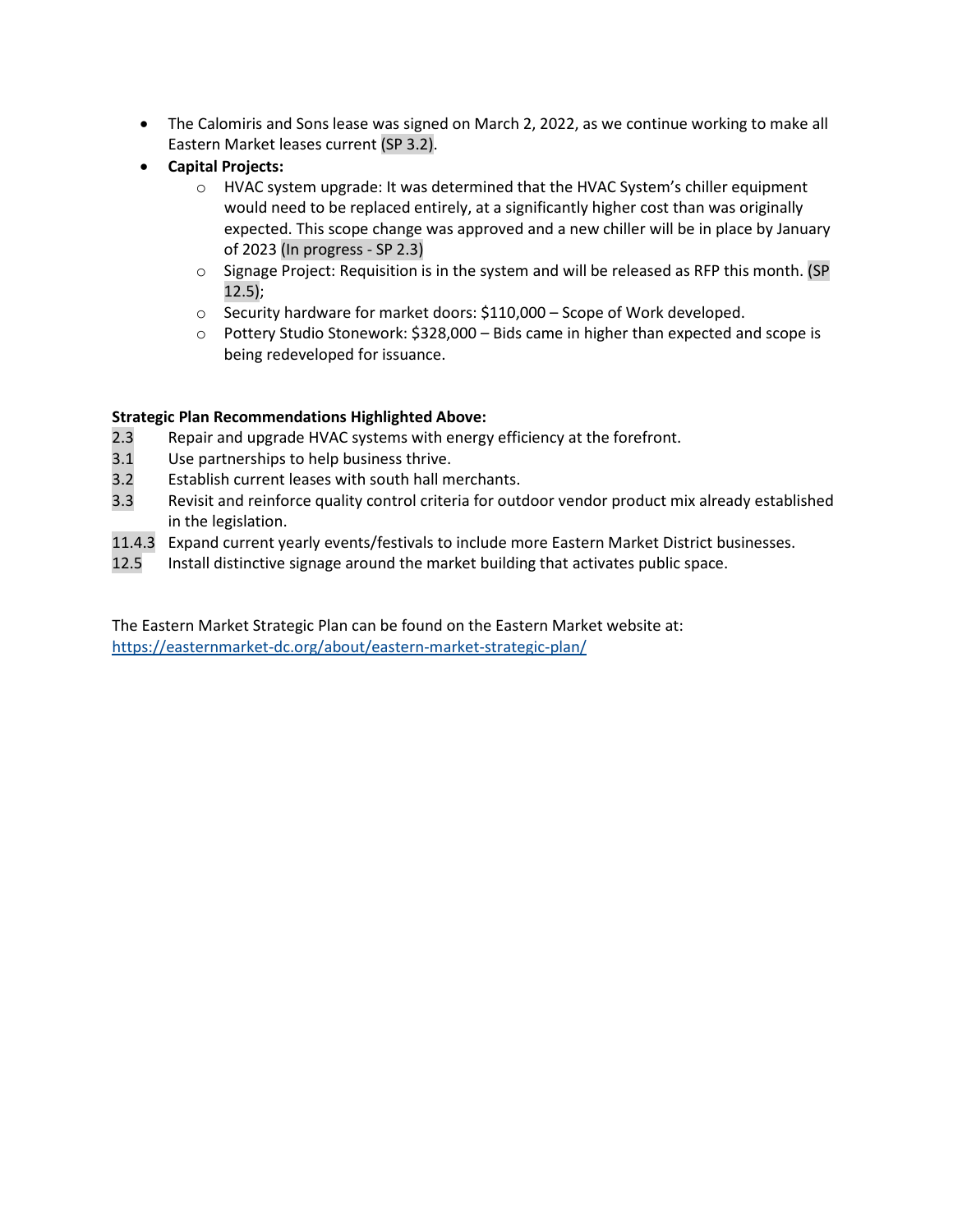- The Calomiris and Sons lease was signed on March 2, 2022, as we continue working to make all Eastern Market leases current (SP 3.2).
- **Capital Projects:**
  - HVAC system upgrade: It was determined that the HVAC System's chiller equipment would need to be replaced entirely, at a significantly higher cost than was originally expected. This scope change was approved and a new chiller will be in place by January of 2023 (In progress - SP 2.3)
  - Signage Project: Requisition is in the system and will be released as RFP this month. (SP 12.5);
  - Security hardware for market doors: $110,000 – Scope of Work developed.
  - Pottery Studio Stonework: $328,000 – Bids came in higher than expected and scope is being redeveloped for issuance.

**Strategic Plan Recommendations Highlighted Above:**

2.3 Repair and upgrade HVAC systems with energy efficiency at the forefront.
3.1 Use partnerships to help business thrive.
3.2 Establish current leases with south hall merchants.
3.3 Revisit and reinforce quality control criteria for outdoor vendor product mix already established in the legislation.
11.4.3 Expand current yearly events/festivals to include more Eastern Market District businesses.
12.5 Install distinctive signage around the market building that activates public space.

The Eastern Market Strategic Plan can be found on the Eastern Market website at:
https://easternmarket-dc.org/about/eastern-market-strategic-plan/